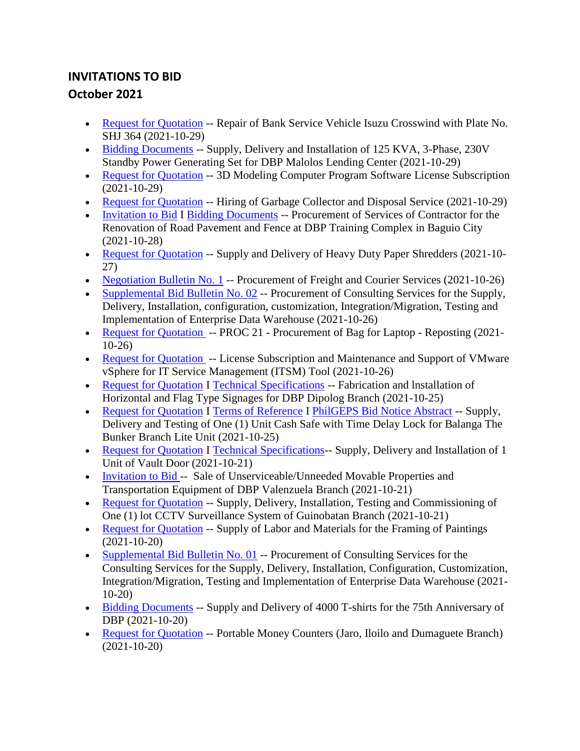## INVITATIONS TO BID
## October 2021

- Request for Quotation -- Repair of Bank Service Vehicle Isuzu Crosswind with Plate No. SHJ 364 (2021-10-29)
- Bidding Documents -- Supply, Delivery and Installation of 125 KVA, 3-Phase, 230V Standby Power Generating Set for DBP Malolos Lending Center (2021-10-29)
- Request for Quotation -- 3D Modeling Computer Program Software License Subscription (2021-10-29)
- Request for Quotation -- Hiring of Garbage Collector and Disposal Service (2021-10-29)
- Invitation to Bid I Bidding Documents -- Procurement of Services of Contractor for the Renovation of Road Pavement and Fence at DBP Training Complex in Baguio City (2021-10-28)
- Request for Quotation -- Supply and Delivery of Heavy Duty Paper Shredders (2021-10-27)
- Negotiation Bulletin No. 1 -- Procurement of Freight and Courier Services (2021-10-26)
- Supplemental Bid Bulletin No. 02 -- Procurement of Consulting Services for the Supply, Delivery, Installation, configuration, customization, Integration/Migration, Testing and Implementation of Enterprise Data Warehouse (2021-10-26)
- Request for Quotation -- PROC 21 - Procurement of Bag for Laptop - Reposting (2021-10-26)
- Request for Quotation -- License Subscription and Maintenance and Support of VMware vSphere for IT Service Management (ITSM) Tool (2021-10-26)
- Request for Quotation I Technical Specifications -- Fabrication and lnstallation of Horizontal and Flag Type Signages for DBP Dipolog Branch (2021-10-25)
- Request for Quotation I Terms of Reference I PhilGEPS Bid Notice Abstract -- Supply, Delivery and Testing of One (1) Unit Cash Safe with Time Delay Lock for Balanga The Bunker Branch Lite Unit (2021-10-25)
- Request for Quotation I Technical Specifications-- Supply, Delivery and Installation of 1 Unit of Vault Door (2021-10-21)
- Invitation to Bid -- Sale of Unserviceable/Unneeded Movable Properties and Transportation Equipment of DBP Valenzuela Branch (2021-10-21)
- Request for Quotation -- Supply, Delivery, Installation, Testing and Commissioning of One (1) lot CCTV Surveillance System of Guinobatan Branch (2021-10-21)
- Request for Quotation -- Supply of Labor and Materials for the Framing of Paintings (2021-10-20)
- Supplemental Bid Bulletin No. 01 -- Procurement of Consulting Services for the Consulting Services for the Supply, Delivery, Installation, Configuration, Customization, Integration/Migration, Testing and Implementation of Enterprise Data Warehouse (2021-10-20)
- Bidding Documents -- Supply and Delivery of 4000 T-shirts for the 75th Anniversary of DBP (2021-10-20)
- Request for Quotation -- Portable Money Counters (Jaro, Iloilo and Dumaguete Branch) (2021-10-20)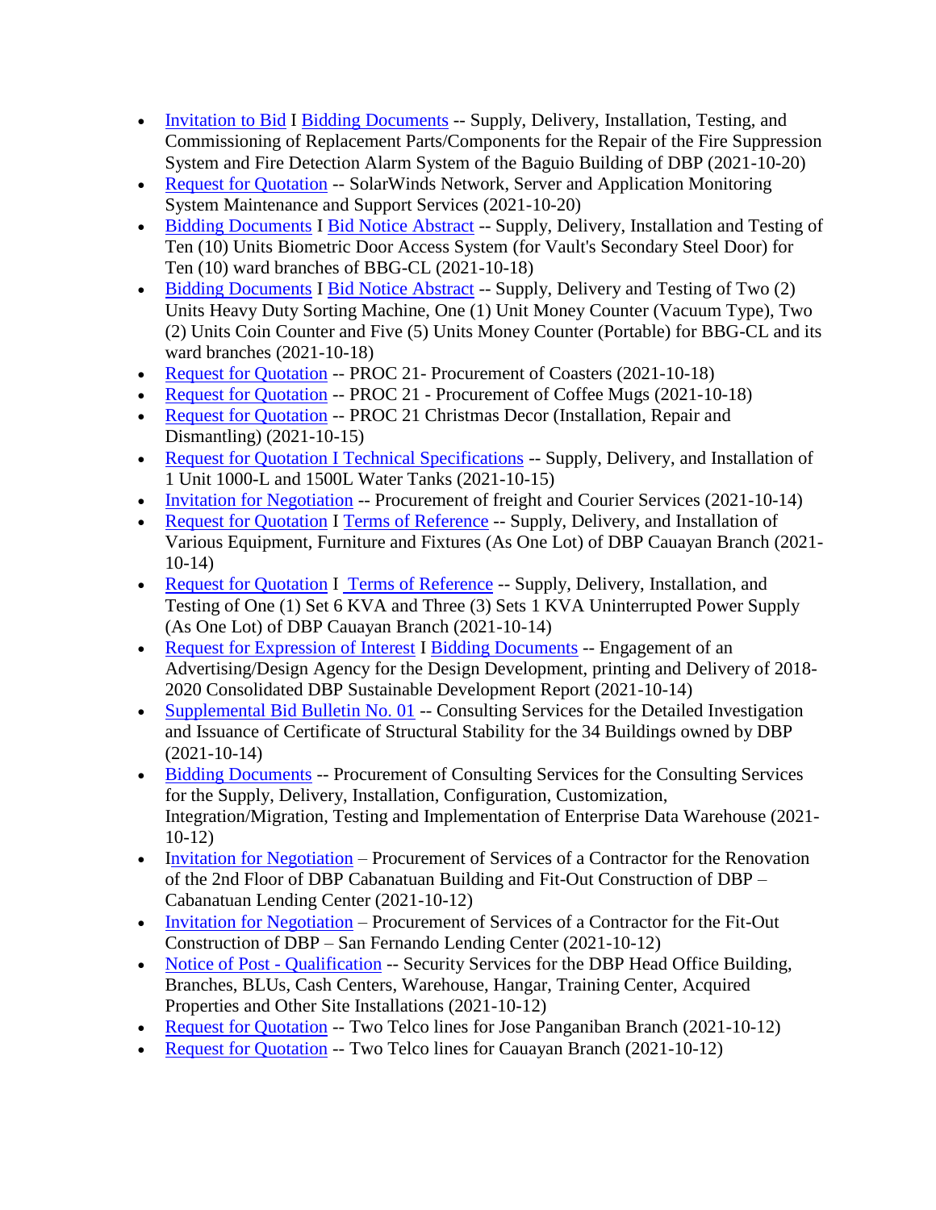- Invitation to Bid I Bidding Documents -- Supply, Delivery, Installation, Testing, and Commissioning of Replacement Parts/Components for the Repair of the Fire Suppression System and Fire Detection Alarm System of the Baguio Building of DBP (2021-10-20)
- Request for Quotation -- SolarWinds Network, Server and Application Monitoring System Maintenance and Support Services (2021-10-20)
- Bidding Documents I Bid Notice Abstract -- Supply, Delivery, Installation and Testing of Ten (10) Units Biometric Door Access System (for Vault's Secondary Steel Door) for Ten (10) ward branches of BBG-CL (2021-10-18)
- Bidding Documents I Bid Notice Abstract -- Supply, Delivery and Testing of Two (2) Units Heavy Duty Sorting Machine, One (1) Unit Money Counter (Vacuum Type), Two (2) Units Coin Counter and Five (5) Units Money Counter (Portable) for BBG-CL and its ward branches (2021-10-18)
- Request for Quotation -- PROC 21- Procurement of Coasters (2021-10-18)
- Request for Quotation -- PROC 21 - Procurement of Coffee Mugs (2021-10-18)
- Request for Quotation -- PROC 21 Christmas Decor (Installation, Repair and Dismantling) (2021-10-15)
- Request for Quotation I Technical Specifications -- Supply, Delivery, and Installation of 1 Unit 1000-L and 1500L Water Tanks (2021-10-15)
- Invitation for Negotiation -- Procurement of freight and Courier Services (2021-10-14)
- Request for Quotation I Terms of Reference -- Supply, Delivery, and Installation of Various Equipment, Furniture and Fixtures (As One Lot) of DBP Cauayan Branch (2021-10-14)
- Request for Quotation I Terms of Reference -- Supply, Delivery, Installation, and Testing of One (1) Set 6 KVA and Three (3) Sets 1 KVA Uninterrupted Power Supply (As One Lot) of DBP Cauayan Branch (2021-10-14)
- Request for Expression of Interest I Bidding Documents -- Engagement of an Advertising/Design Agency for the Design Development, printing and Delivery of 2018-2020 Consolidated DBP Sustainable Development Report (2021-10-14)
- Supplemental Bid Bulletin No. 01 -- Consulting Services for the Detailed Investigation and Issuance of Certificate of Structural Stability for the 34 Buildings owned by DBP (2021-10-14)
- Bidding Documents -- Procurement of Consulting Services for the Consulting Services for the Supply, Delivery, Installation, Configuration, Customization, Integration/Migration, Testing and Implementation of Enterprise Data Warehouse (2021-10-12)
- Invitation for Negotiation – Procurement of Services of a Contractor for the Renovation of the 2nd Floor of DBP Cabanatuan Building and Fit-Out Construction of DBP – Cabanatuan Lending Center (2021-10-12)
- Invitation for Negotiation – Procurement of Services of a Contractor for the Fit-Out Construction of DBP – San Fernando Lending Center (2021-10-12)
- Notice of Post - Qualification -- Security Services for the DBP Head Office Building, Branches, BLUs, Cash Centers, Warehouse, Hangar, Training Center, Acquired Properties and Other Site Installations (2021-10-12)
- Request for Quotation -- Two Telco lines for Jose Panganiban Branch (2021-10-12)
- Request for Quotation -- Two Telco lines for Cauayan Branch (2021-10-12)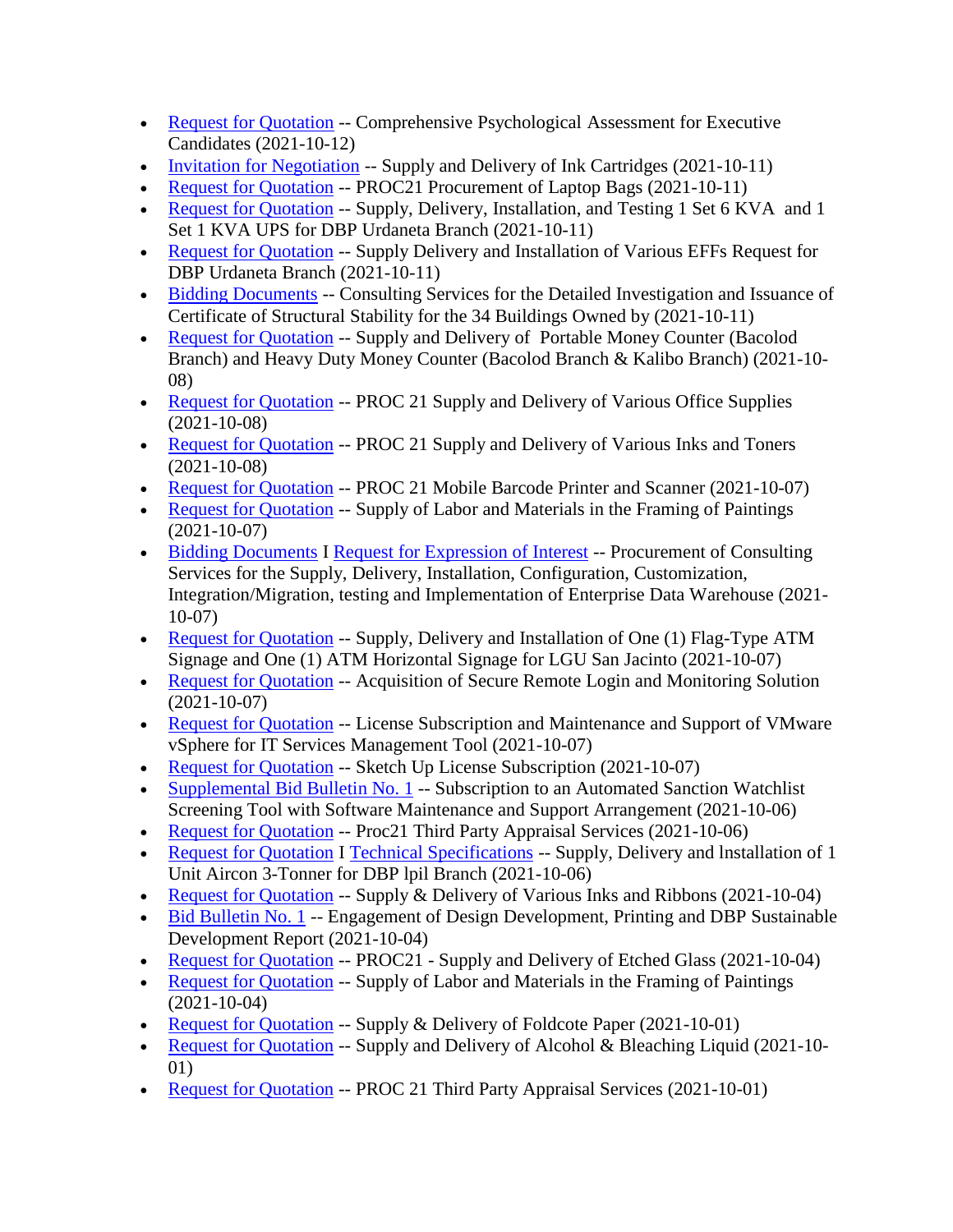- Request for Quotation -- Comprehensive Psychological Assessment for Executive Candidates (2021-10-12)
- Invitation for Negotiation -- Supply and Delivery of Ink Cartridges (2021-10-11)
- Request for Quotation -- PROC21 Procurement of Laptop Bags (2021-10-11)
- Request for Quotation -- Supply, Delivery, Installation, and Testing 1 Set 6 KVA and 1 Set 1 KVA UPS for DBP Urdaneta Branch (2021-10-11)
- Request for Quotation -- Supply Delivery and Installation of Various EFFs Request for DBP Urdaneta Branch (2021-10-11)
- Bidding Documents -- Consulting Services for the Detailed Investigation and Issuance of Certificate of Structural Stability for the 34 Buildings Owned by (2021-10-11)
- Request for Quotation -- Supply and Delivery of Portable Money Counter (Bacolod Branch) and Heavy Duty Money Counter (Bacolod Branch & Kalibo Branch) (2021-10-08)
- Request for Quotation -- PROC 21 Supply and Delivery of Various Office Supplies (2021-10-08)
- Request for Quotation -- PROC 21 Supply and Delivery of Various Inks and Toners (2021-10-08)
- Request for Quotation -- PROC 21 Mobile Barcode Printer and Scanner (2021-10-07)
- Request for Quotation -- Supply of Labor and Materials in the Framing of Paintings (2021-10-07)
- Bidding Documents I Request for Expression of Interest -- Procurement of Consulting Services for the Supply, Delivery, Installation, Configuration, Customization, Integration/Migration, testing and Implementation of Enterprise Data Warehouse (2021-10-07)
- Request for Quotation -- Supply, Delivery and Installation of One (1) Flag-Type ATM Signage and One (1) ATM Horizontal Signage for LGU San Jacinto (2021-10-07)
- Request for Quotation -- Acquisition of Secure Remote Login and Monitoring Solution (2021-10-07)
- Request for Quotation -- License Subscription and Maintenance and Support of VMware vSphere for IT Services Management Tool (2021-10-07)
- Request for Quotation -- Sketch Up License Subscription (2021-10-07)
- Supplemental Bid Bulletin No. 1 -- Subscription to an Automated Sanction Watchlist Screening Tool with Software Maintenance and Support Arrangement (2021-10-06)
- Request for Quotation -- Proc21 Third Party Appraisal Services (2021-10-06)
- Request for Quotation I Technical Specifications -- Supply, Delivery and lnstallation of 1 Unit Aircon 3-Tonner for DBP lpil Branch (2021-10-06)
- Request for Quotation -- Supply & Delivery of Various Inks and Ribbons (2021-10-04)
- Bid Bulletin No. 1 -- Engagement of Design Development, Printing and DBP Sustainable Development Report (2021-10-04)
- Request for Quotation -- PROC21 - Supply and Delivery of Etched Glass (2021-10-04)
- Request for Quotation -- Supply of Labor and Materials in the Framing of Paintings (2021-10-04)
- Request for Quotation -- Supply & Delivery of Foldcote Paper (2021-10-01)
- Request for Quotation -- Supply and Delivery of Alcohol & Bleaching Liquid (2021-10-01)
- Request for Quotation -- PROC 21 Third Party Appraisal Services (2021-10-01)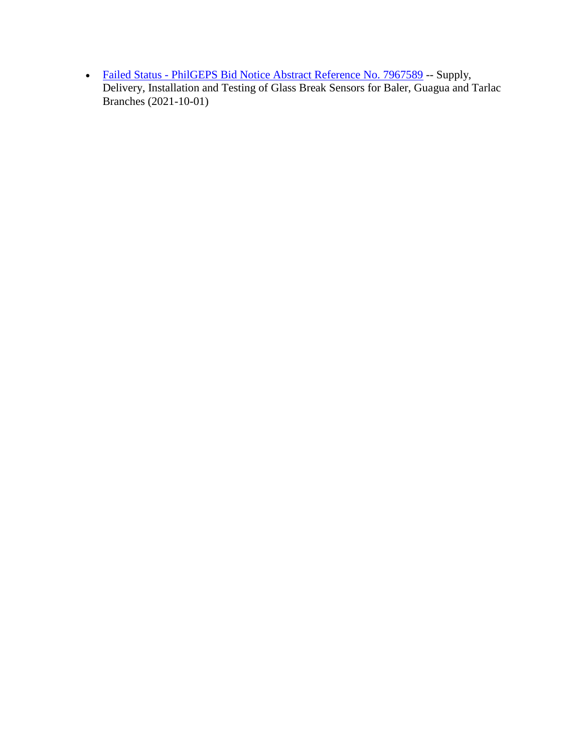- Failed Status - PhilGEPS Bid Notice Abstract Reference No. 7967589 -- Supply, Delivery, Installation and Testing of Glass Break Sensors for Baler, Guagua and Tarlac Branches (2021-10-01)